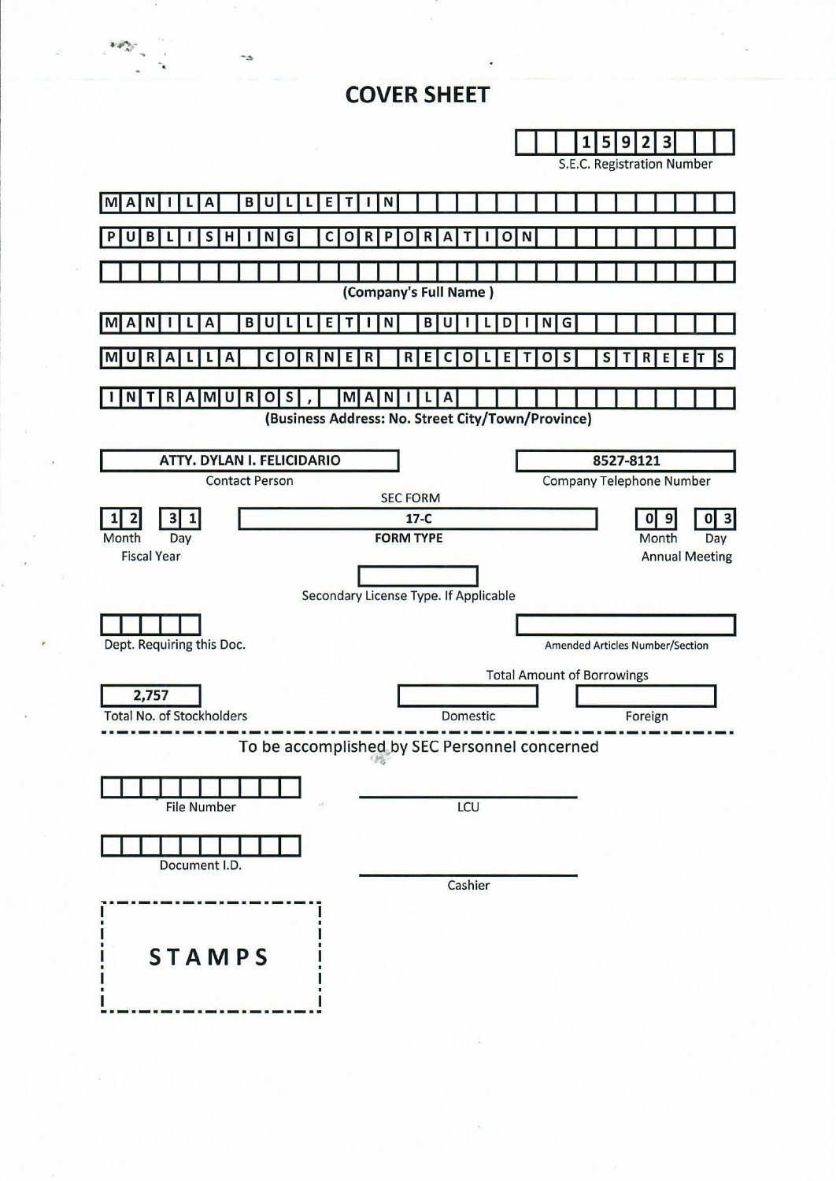# COVER SHEET

**15923**
S.E.C. Registration Number

**MANILA BULLETIN**
**PUBLISHING CORPORATION**

(Company's Full Name)

**MANILA BULLETIN BUILDING**
**MURALLA CORNER RECOLETOS STREETS**
**INTRAMUROS, MANILA**

(Business Address: No. Street City/Town/Province)

| Contact Person | Company Telephone Number |
|---|---|
| ATTY. DYLAN I. FELICIDARIO | 8527-8121 |

| Fiscal Year (Month / Day) | SEC FORM – FORM TYPE | Annual Meeting (Month / Day) |
|---|---|---|
| 12 / 31 | 17-C | 09 / 03 |

Secondary License Type. If Applicable: 

Dept. Requiring this Doc.: 

Amended Articles Number/Section: 

| Total No. of Stockholders | Total Amount of Borrowings – Domestic | Total Amount of Borrowings – Foreign |
|---|---|---|
| 2,757 | | |

To be accomplished by SEC Personnel concerned

File Number: 

LCU: 

Document I.D.: 

Cashier: 

STAMPS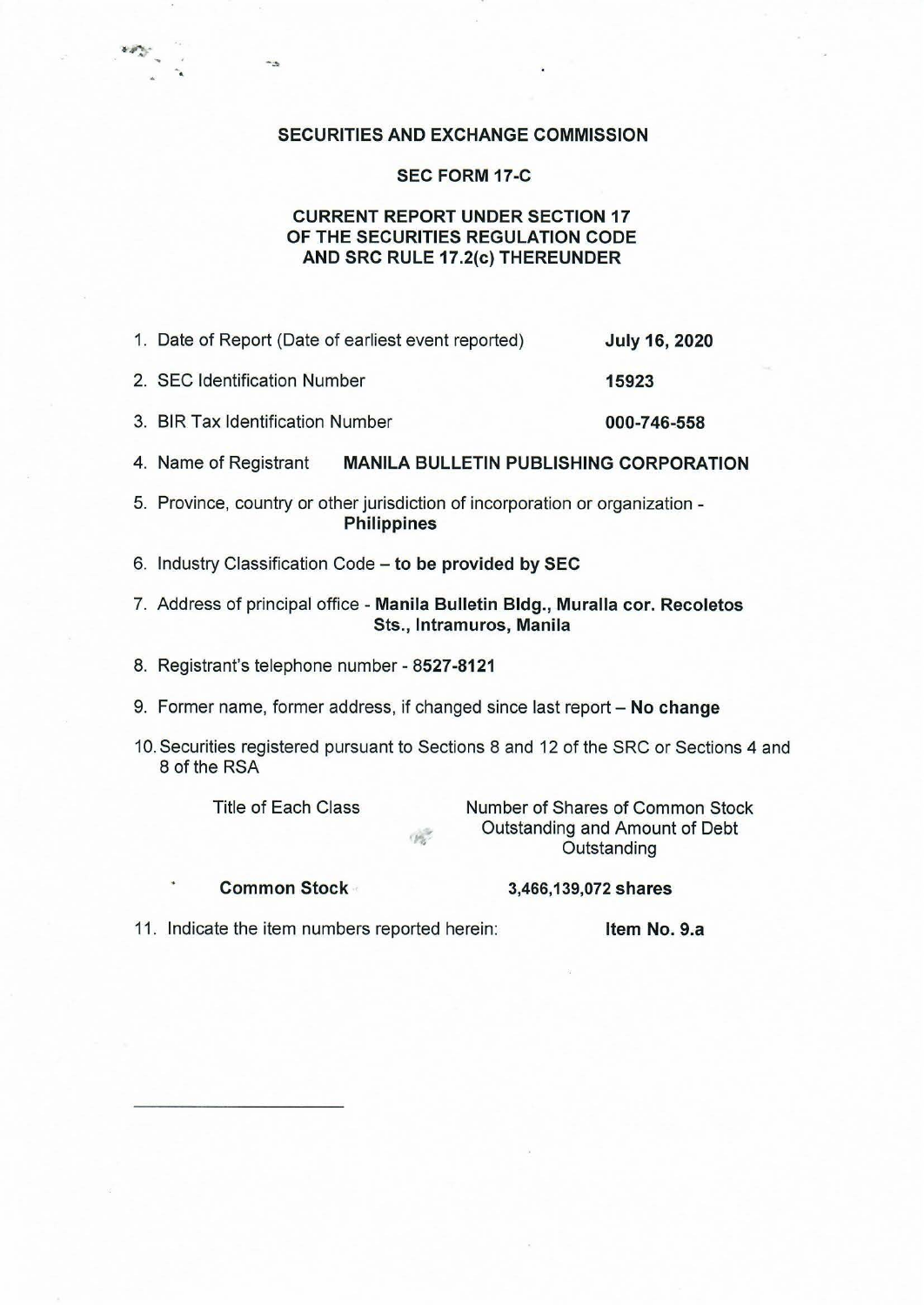**SECURITIES AND EXCHANGE COMMISSION**

**SEC FORM 17-C**

**CURRENT REPORT UNDER SECTION 17 OF THE SECURITIES REGULATION CODE AND SRC RULE 17.2(c) THEREUNDER**

1. Date of Report (Date of earliest event reported) **July 16, 2020**

2. SEC Identification Number **15923**

3. BIR Tax Identification Number **000-746-558**

4. Name of Registrant **MANILA BULLETIN PUBLISHING CORPORATION**

5. Province, country or other jurisdiction of incorporation or organization - **Philippines**

6. Industry Classification Code – **to be provided by SEC**

7. Address of principal office - **Manila Bulletin Bldg., Muralla cor. Recoletos Sts., Intramuros, Manila**

8. Registrant's telephone number - **8527-8121**

9. Former name, former address, if changed since last report – **No change**

10. Securities registered pursuant to Sections 8 and 12 of the SRC or Sections 4 and 8 of the RSA

| Title of Each Class | Number of Shares of Common Stock Outstanding and Amount of Debt Outstanding |
|---|---|
| **Common Stock** | **3,466,139,072 shares** |

11. Indicate the item numbers reported herein: **Item No. 9.a**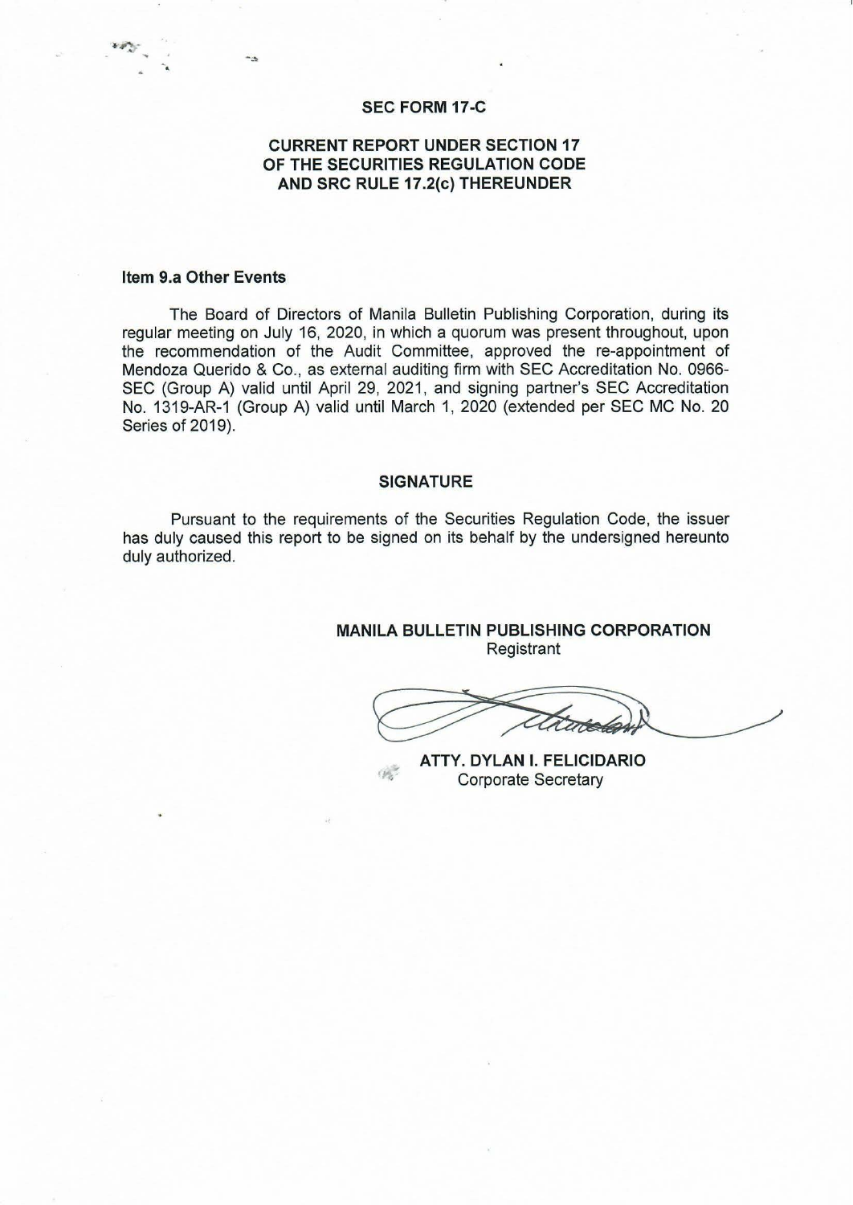# SEC FORM 17-C

## CURRENT REPORT UNDER SECTION 17 OF THE SECURITIES REGULATION CODE AND SRC RULE 17.2(c) THEREUNDER

### Item 9.a Other Events

The Board of Directors of Manila Bulletin Publishing Corporation, during its regular meeting on July 16, 2020, in which a quorum was present throughout, upon the recommendation of the Audit Committee, approved the re-appointment of Mendoza Querido & Co., as external auditing firm with SEC Accreditation No. 0966-SEC (Group A) valid until April 29, 2021, and signing partner's SEC Accreditation No. 1319-AR-1 (Group A) valid until March 1, 2020 (extended per SEC MC No. 20 Series of 2019).

### SIGNATURE

Pursuant to the requirements of the Securities Regulation Code, the issuer has duly caused this report to be signed on its behalf by the undersigned hereunto duly authorized.

**MANILA BULLETIN PUBLISHING CORPORATION**
Registrant

**ATTY. DYLAN I. FELICIDARIO**
Corporate Secretary